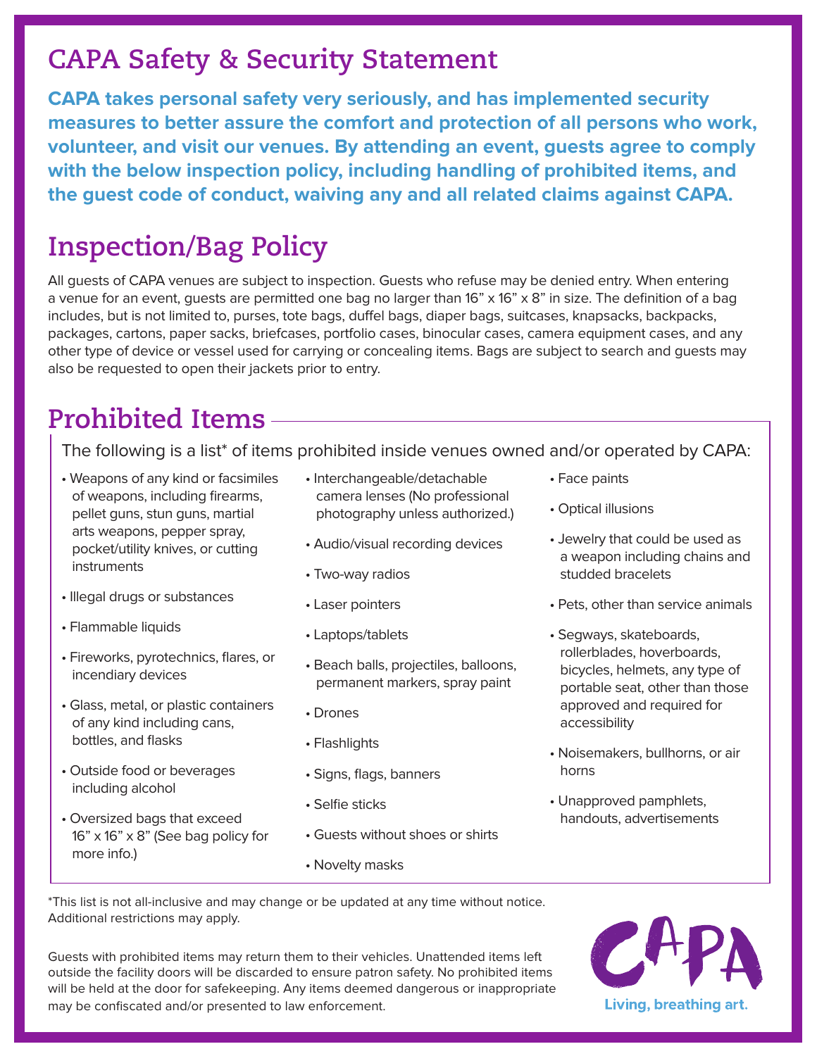# CAPA Safety & Security Statement

**CAPA takes personal safety very seriously, and has implemented security measures to better assure the comfort and protection of all persons who work, volunteer, and visit our venues. By attending an event, guests agree to comply with the below inspection policy, including handling of prohibited items, and the guest code of conduct, waiving any and all related claims against CAPA.**

## Inspection/Bag Policy

All guests of CAPA venues are subject to inspection. Guests who refuse may be denied entry. When entering a venue for an event, guests are permitted one bag no larger than 16" x 16" x 8" in size. The definition of a bag includes, but is not limited to, purses, tote bags, duffel bags, diaper bags, suitcases, knapsacks, backpacks, packages, cartons, paper sacks, briefcases, portfolio cases, binocular cases, camera equipment cases, and any other type of device or vessel used for carrying or concealing items. Bags are subject to search and guests may also be requested to open their jackets prior to entry.

## Prohibited Items

The following is a list* of items prohibited inside venues owned and/or operated by CAPA:

- Weapons of any kind or facsimiles of weapons, including firearms, pellet guns, stun guns, martial arts weapons, pepper spray, pocket/utility knives, or cutting instruments
- Illegal drugs or substances
- Flammable liquids
- Fireworks, pyrotechnics, flares, or incendiary devices
- Glass, metal, or plastic containers of any kind including cans, bottles, and flasks
- Outside food or beverages including alcohol
- Oversized bags that exceed 16" x 16" x 8" (See bag policy for more info.)
- Interchangeable/detachable camera lenses (No professional photography unless authorized.)
- Audio/visual recording devices
- Two-way radios
- Laser pointers
- Laptops/tablets
- Beach balls, projectiles, balloons, permanent markers, spray paint
- Drones
- Flashlights
- Signs, flags, banners
- Selfie sticks
- Guests without shoes or shirts
- Novelty masks
- Face paints
- Optical illusions
- Jewelry that could be used as a weapon including chains and studded bracelets
- Pets, other than service animals
- Segways, skateboards, rollerblades, hoverboards, bicycles, helmets, any type of portable seat, other than those approved and required for accessibility
- Noisemakers, bullhorns, or air horns
- Unapproved pamphlets, handouts, advertisements

*This list is not all-inclusive and may change or be updated at any time without notice. Additional restrictions may apply.

Guests with prohibited items may return them to their vehicles. Unattended items left outside the facility doors will be discarded to ensure patron safety. No prohibited items will be held at the door for safekeeping. Any items deemed dangerous or inappropriate may be confiscated and/or presented to law enforcement.

CAPA

Living, breathing art.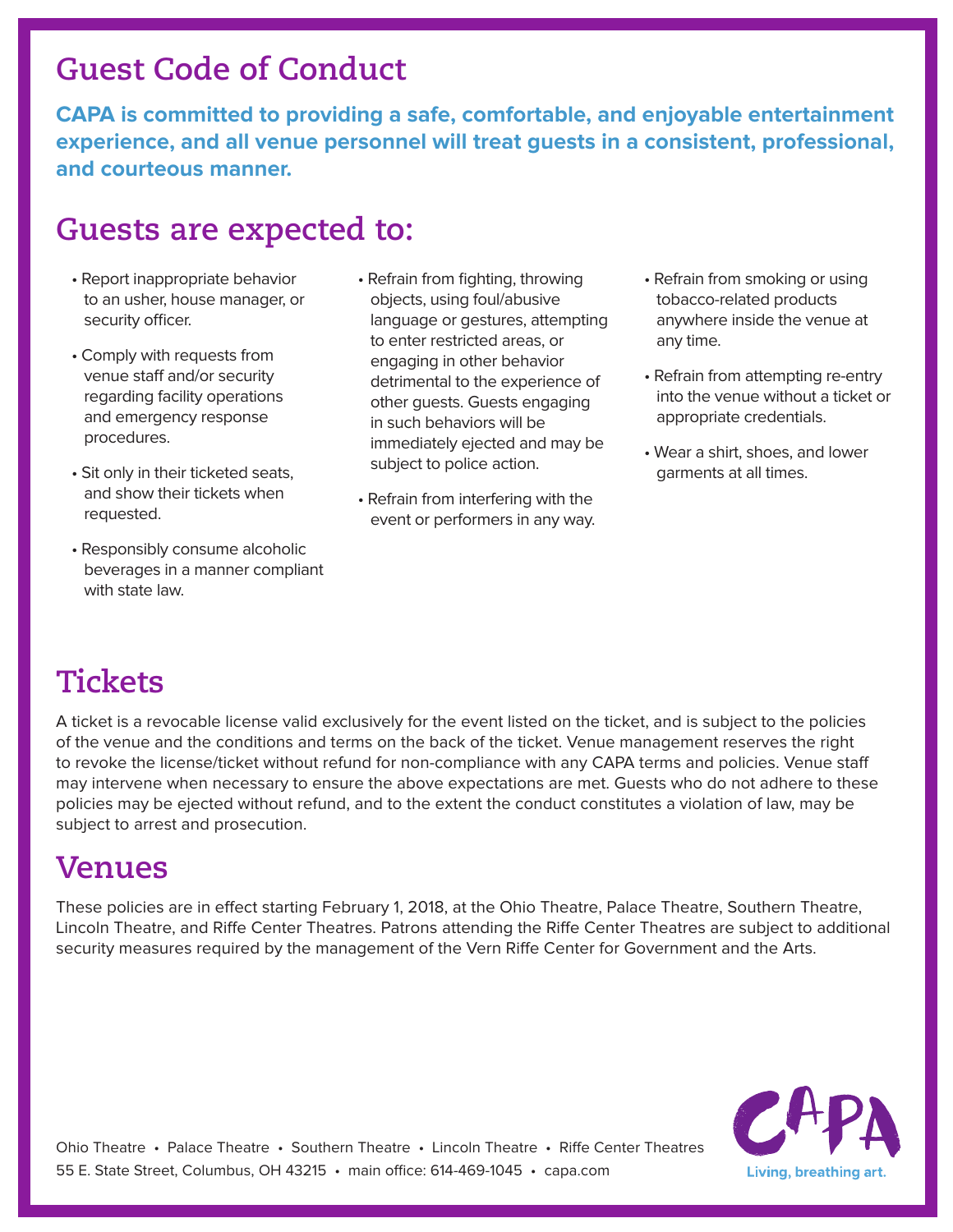# Guest Code of Conduct

**CAPA is committed to providing a safe, comfortable, and enjoyable entertainment experience, and all venue personnel will treat guests in a consistent, professional, and courteous manner.**

## Guests are expected to:

- Report inappropriate behavior to an usher, house manager, or security officer.
- Comply with requests from venue staff and/or security regarding facility operations and emergency response procedures.
- Sit only in their ticketed seats, and show their tickets when requested.
- Responsibly consume alcoholic beverages in a manner compliant with state law.
- Refrain from fighting, throwing objects, using foul/abusive language or gestures, attempting to enter restricted areas, or engaging in other behavior detrimental to the experience of other guests. Guests engaging in such behaviors will be immediately ejected and may be subject to police action.
- Refrain from interfering with the event or performers in any way.
- Refrain from smoking or using tobacco-related products anywhere inside the venue at any time.
- Refrain from attempting re-entry into the venue without a ticket or appropriate credentials.
- Wear a shirt, shoes, and lower garments at all times.

## Tickets

A ticket is a revocable license valid exclusively for the event listed on the ticket, and is subject to the policies of the venue and the conditions and terms on the back of the ticket. Venue management reserves the right to revoke the license/ticket without refund for non-compliance with any CAPA terms and policies. Venue staff may intervene when necessary to ensure the above expectations are met. Guests who do not adhere to these policies may be ejected without refund, and to the extent the conduct constitutes a violation of law, may be subject to arrest and prosecution.

## Venues

These policies are in effect starting February 1, 2018, at the Ohio Theatre, Palace Theatre, Southern Theatre, Lincoln Theatre, and Riffe Center Theatres. Patrons attending the Riffe Center Theatres are subject to additional security measures required by the management of the Vern Riffe Center for Government and the Arts.

Ohio Theatre • Palace Theatre • Southern Theatre • Lincoln Theatre • Riffe Center Theatres
55 E. State Street, Columbus, OH 43215 • main office: 614-469-1045 • capa.com

CAPA
Living, breathing art.